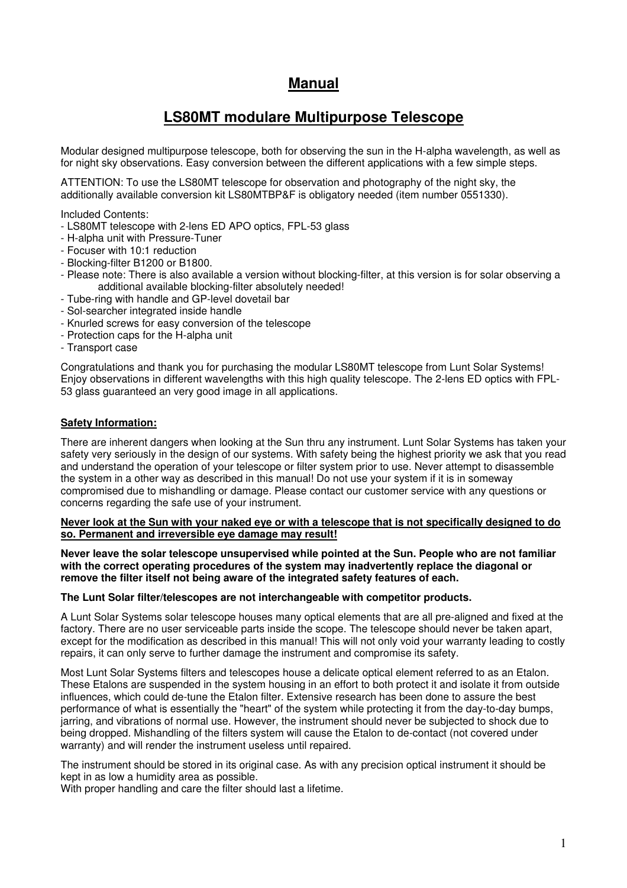# Manual

## LS80MT modulare Multipurpose Telescope

Modular designed multipurpose telescope, both for observing the sun in the H-alpha wavelength, as well as for night sky observations. Easy conversion between the different applications with a few simple steps.

ATTENTION: To use the LS80MT telescope for observation and photography of the night sky, the additionally available conversion kit LS80MTBP&F is obligatory needed (item number 0551330).

Included Contents:
- LS80MT telescope with 2-lens ED APO optics, FPL-53 glass
- H-alpha unit with Pressure-Tuner
- Focuser with 10:1 reduction
- Blocking-filter B1200 or B1800.
- Please note: There is also available a version without blocking-filter, at this version is for solar observing a additional available blocking-filter absolutely needed!
- Tube-ring with handle and GP-level dovetail bar
- Sol-searcher integrated inside handle
- Knurled screws for easy conversion of the telescope
- Protection caps for the H-alpha unit
- Transport case

Congratulations and thank you for purchasing the modular LS80MT telescope from Lunt Solar Systems! Enjoy observations in different wavelengths with this high quality telescope. The 2-lens ED optics with FPL-53 glass guaranteed an very good image in all applications.

### Safety Information:

There are inherent dangers when looking at the Sun thru any instrument. Lunt Solar Systems has taken your safety very seriously in the design of our systems. With safety being the highest priority we ask that you read and understand the operation of your telescope or filter system prior to use. Never attempt to disassemble the system in a other way as described in this manual! Do not use your system if it is in someway compromised due to mishandling or damage. Please contact our customer service with any questions or concerns regarding the safe use of your instrument.

**Never look at the Sun with your naked eye or with a telescope that is not specifically designed to do so. Permanent and irreversible eye damage may result!**

**Never leave the solar telescope unsupervised while pointed at the Sun. People who are not familiar with the correct operating procedures of the system may inadvertently replace the diagonal or remove the filter itself not being aware of the integrated safety features of each.**

**The Lunt Solar filter/telescopes are not interchangeable with competitor products.**

A Lunt Solar Systems solar telescope houses many optical elements that are all pre-aligned and fixed at the factory. There are no user serviceable parts inside the scope. The telescope should never be taken apart, except for the modification as described in this manual! This will not only void your warranty leading to costly repairs, it can only serve to further damage the instrument and compromise its safety.

Most Lunt Solar Systems filters and telescopes house a delicate optical element referred to as an Etalon. These Etalons are suspended in the system housing in an effort to both protect it and isolate it from outside influences, which could de-tune the Etalon filter. Extensive research has been done to assure the best performance of what is essentially the "heart" of the system while protecting it from the day-to-day bumps, jarring, and vibrations of normal use. However, the instrument should never be subjected to shock due to being dropped. Mishandling of the filters system will cause the Etalon to de-contact (not covered under warranty) and will render the instrument useless until repaired.

The instrument should be stored in its original case. As with any precision optical instrument it should be kept in as low a humidity area as possible.
With proper handling and care the filter should last a lifetime.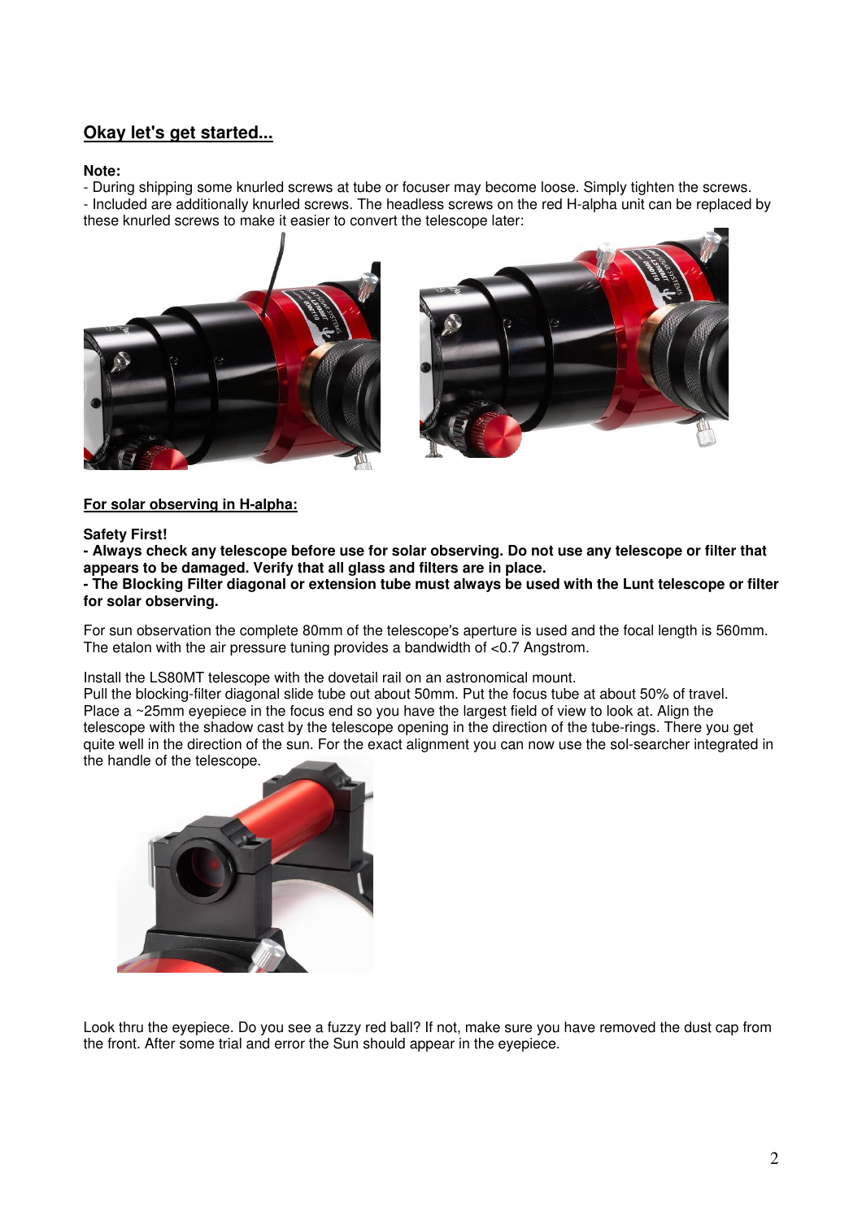## Okay let's get started...

**Note:**

- During shipping some knurled screws at tube or focuser may become loose. Simply tighten the screws.
- Included are additionally knurled screws. The headless screws on the red H-alpha unit can be replaced by these knurled screws to make it easier to convert the telescope later:

### For solar observing in H-alpha:

**Safety First!**

**- Always check any telescope before use for solar observing. Do not use any telescope or filter that appears to be damaged. Verify that all glass and filters are in place.**

**- The Blocking Filter diagonal or extension tube must always be used with the Lunt telescope or filter for solar observing.**

For sun observation the complete 80mm of the telescope's aperture is used and the focal length is 560mm. The etalon with the air pressure tuning provides a bandwidth of <0.7 Angstrom.

Install the LS80MT telescope with the dovetail rail on an astronomical mount.
Pull the blocking-filter diagonal slide tube out about 50mm. Put the focus tube at about 50% of travel. Place a ~25mm eyepiece in the focus end so you have the largest field of view to look at. Align the telescope with the shadow cast by the telescope opening in the direction of the tube-rings. There you get quite well in the direction of the sun. For the exact alignment you can now use the sol-searcher integrated in the handle of the telescope.

Look thru the eyepiece. Do you see a fuzzy red ball? If not, make sure you have removed the dust cap from the front. After some trial and error the Sun should appear in the eyepiece.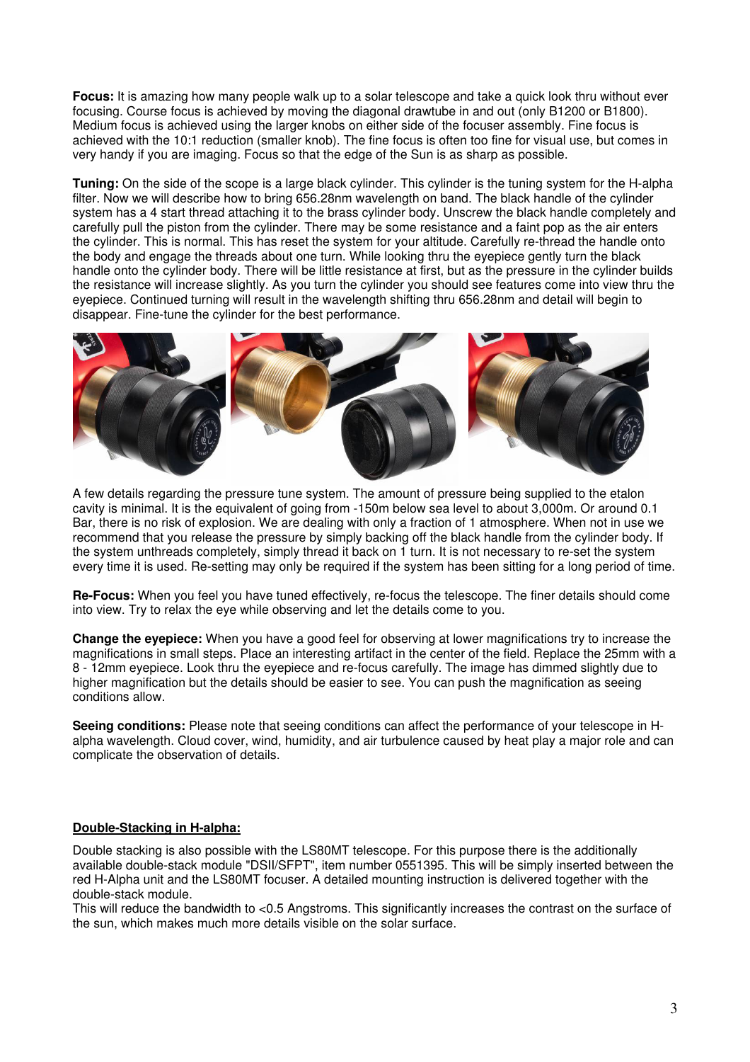**Focus:** It is amazing how many people walk up to a solar telescope and take a quick look thru without ever focusing. Course focus is achieved by moving the diagonal drawtube in and out (only B1200 or B1800). Medium focus is achieved using the larger knobs on either side of the focuser assembly. Fine focus is achieved with the 10:1 reduction (smaller knob). The fine focus is often too fine for visual use, but comes in very handy if you are imaging. Focus so that the edge of the Sun is as sharp as possible.

**Tuning:** On the side of the scope is a large black cylinder. This cylinder is the tuning system for the H-alpha filter. Now we will describe how to bring 656.28nm wavelength on band. The black handle of the cylinder system has a 4 start thread attaching it to the brass cylinder body. Unscrew the black handle completely and carefully pull the piston from the cylinder. There may be some resistance and a faint pop as the air enters the cylinder. This is normal. This has reset the system for your altitude. Carefully re-thread the handle onto the body and engage the threads about one turn. While looking thru the eyepiece gently turn the black handle onto the cylinder body. There will be little resistance at first, but as the pressure in the cylinder builds the resistance will increase slightly. As you turn the cylinder you should see features come into view thru the eyepiece. Continued turning will result in the wavelength shifting thru 656.28nm and detail will begin to disappear. Fine-tune the cylinder for the best performance.

A few details regarding the pressure tune system. The amount of pressure being supplied to the etalon cavity is minimal. It is the equivalent of going from -150m below sea level to about 3,000m. Or around 0.1 Bar, there is no risk of explosion. We are dealing with only a fraction of 1 atmosphere. When not in use we recommend that you release the pressure by simply backing off the black handle from the cylinder body. If the system unthreads completely, simply thread it back on 1 turn. It is not necessary to re-set the system every time it is used. Re-setting may only be required if the system has been sitting for a long period of time.

**Re-Focus:** When you feel you have tuned effectively, re-focus the telescope. The finer details should come into view. Try to relax the eye while observing and let the details come to you.

**Change the eyepiece:** When you have a good feel for observing at lower magnifications try to increase the magnifications in small steps. Place an interesting artifact in the center of the field. Replace the 25mm with a 8 - 12mm eyepiece. Look thru the eyepiece and re-focus carefully. The image has dimmed slightly due to higher magnification but the details should be easier to see. You can push the magnification as seeing conditions allow.

**Seeing conditions:** Please note that seeing conditions can affect the performance of your telescope in H-alpha wavelength. Cloud cover, wind, humidity, and air turbulence caused by heat play a major role and can complicate the observation of details.

## Double-Stacking in H-alpha:

Double stacking is also possible with the LS80MT telescope. For this purpose there is the additionally available double-stack module "DSII/SFPT", item number 0551395. This will be simply inserted between the red H-Alpha unit and the LS80MT focuser. A detailed mounting instruction is delivered together with the double-stack module.

This will reduce the bandwidth to <0.5 Angstroms. This significantly increases the contrast on the surface of the sun, which makes much more details visible on the solar surface.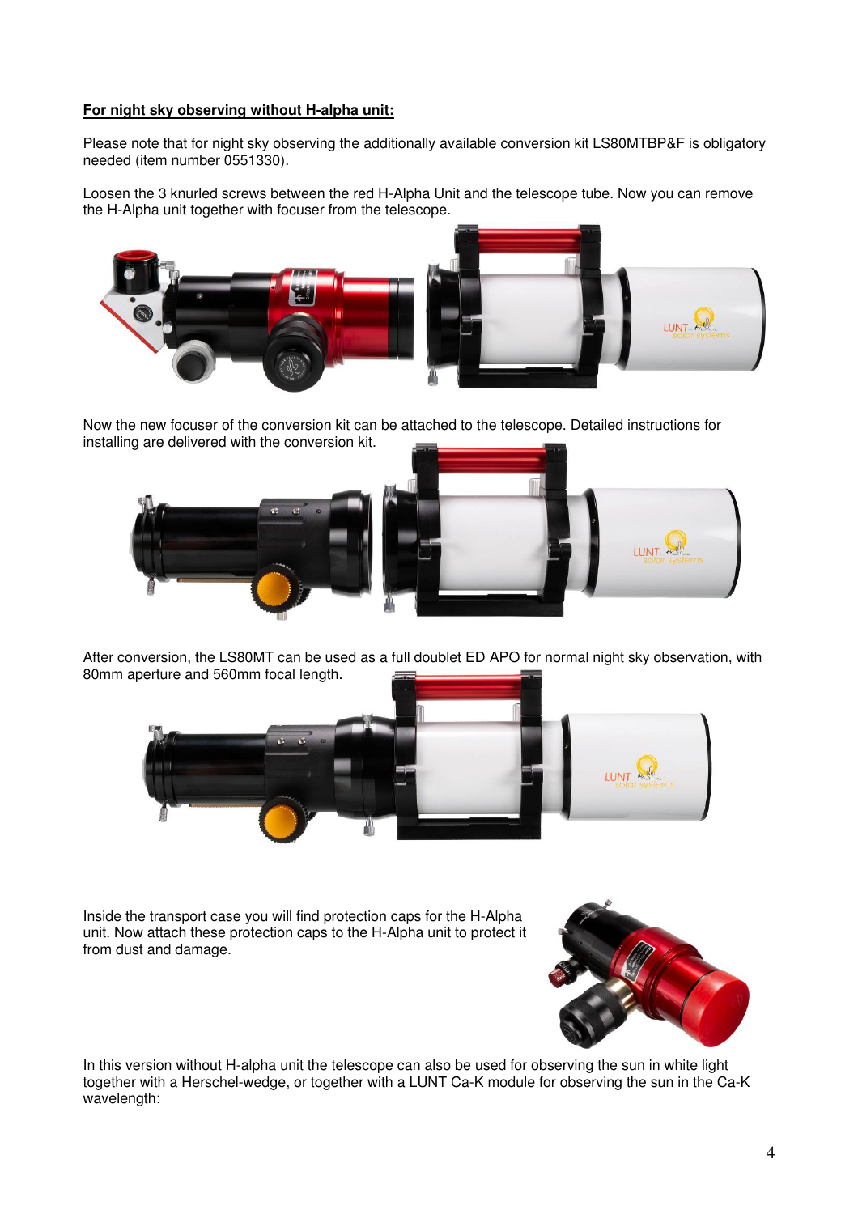**For night sky observing without H-alpha unit:**

Please note that for night sky observing the additionally available conversion kit LS80MTBP&F is obligatory needed (item number 0551330).

Loosen the 3 knurled screws between the red H-Alpha Unit and the telescope tube. Now you can remove the H-Alpha unit together with focuser from the telescope.

Now the new focuser of the conversion kit can be attached to the telescope. Detailed instructions for installing are delivered with the conversion kit.

After conversion, the LS80MT can be used as a full doublet ED APO for normal night sky observation, with 80mm aperture and 560mm focal length.

Inside the transport case you will find protection caps for the H-Alpha unit. Now attach these protection caps to the H-Alpha unit to protect it from dust and damage.

In this version without H-alpha unit the telescope can also be used for observing the sun in white light together with a Herschel-wedge, or together with a LUNT Ca-K module for observing the sun in the Ca-K wavelength: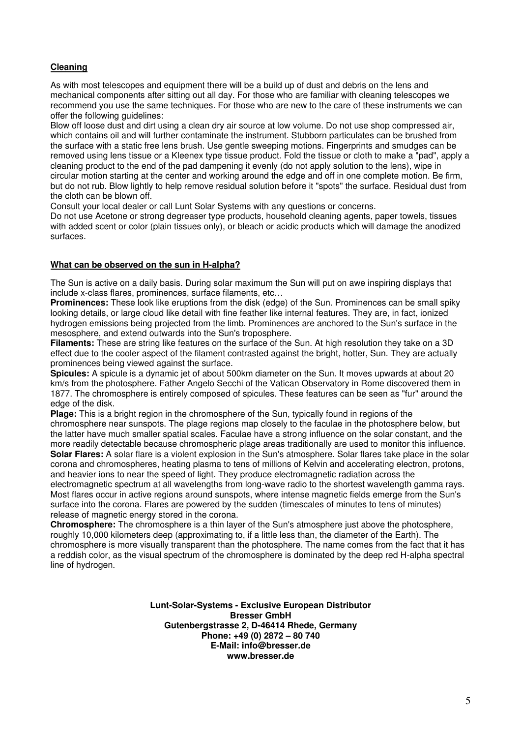## **Cleaning**

As with most telescopes and equipment there will be a build up of dust and debris on the lens and mechanical components after sitting out all day. For those who are familiar with cleaning telescopes we recommend you use the same techniques. For those who are new to the care of these instruments we can offer the following guidelines:

Blow off loose dust and dirt using a clean dry air source at low volume. Do not use shop compressed air, which contains oil and will further contaminate the instrument. Stubborn particulates can be brushed from the surface with a static free lens brush. Use gentle sweeping motions. Fingerprints and smudges can be removed using lens tissue or a Kleenex type tissue product. Fold the tissue or cloth to make a "pad", apply a cleaning product to the end of the pad dampening it evenly (do not apply solution to the lens), wipe in circular motion starting at the center and working around the edge and off in one complete motion. Be firm, but do not rub. Blow lightly to help remove residual solution before it "spots" the surface. Residual dust from the cloth can be blown off.

Consult your local dealer or call Lunt Solar Systems with any questions or concerns.

Do not use Acetone or strong degreaser type products, household cleaning agents, paper towels, tissues with added scent or color (plain tissues only), or bleach or acidic products which will damage the anodized surfaces.

## **What can be observed on the sun in H-alpha?**

The Sun is active on a daily basis. During solar maximum the Sun will put on awe inspiring displays that include x-class flares, prominences, surface filaments, etc…

**Prominences:** These look like eruptions from the disk (edge) of the Sun. Prominences can be small spiky looking details, or large cloud like detail with fine feather like internal features. They are, in fact, ionized hydrogen emissions being projected from the limb. Prominences are anchored to the Sun's surface in the mesosphere, and extend outwards into the Sun's troposphere.

**Filaments:** These are string like features on the surface of the Sun. At high resolution they take on a 3D effect due to the cooler aspect of the filament contrasted against the bright, hotter, Sun. They are actually prominences being viewed against the surface.

**Spicules:** A spicule is a dynamic jet of about 500km diameter on the Sun. It moves upwards at about 20 km/s from the photosphere. Father Angelo Secchi of the Vatican Observatory in Rome discovered them in 1877. The chromosphere is entirely composed of spicules. These features can be seen as "fur" around the edge of the disk.

**Plage:** This is a bright region in the chromosphere of the Sun, typically found in regions of the chromosphere near sunspots. The plage regions map closely to the faculae in the photosphere below, but the latter have much smaller spatial scales. Faculae have a strong influence on the solar constant, and the more readily detectable because chromospheric plage areas traditionally are used to monitor this influence.

**Solar Flares:** A solar flare is a violent explosion in the Sun's atmosphere. Solar flares take place in the solar corona and chromospheres, heating plasma to tens of millions of Kelvin and accelerating electron, protons, and heavier ions to near the speed of light. They produce electromagnetic radiation across the electromagnetic spectrum at all wavelengths from long-wave radio to the shortest wavelength gamma rays. Most flares occur in active regions around sunspots, where intense magnetic fields emerge from the Sun's surface into the corona. Flares are powered by the sudden (timescales of minutes to tens of minutes) release of magnetic energy stored in the corona.

**Chromosphere:** The chromosphere is a thin layer of the Sun's atmosphere just above the photosphere, roughly 10,000 kilometers deep (approximating to, if a little less than, the diameter of the Earth). The chromosphere is more visually transparent than the photosphere. The name comes from the fact that it has a reddish color, as the visual spectrum of the chromosphere is dominated by the deep red H-alpha spectral line of hydrogen.

**Lunt-Solar-Systems - Exclusive European Distributor**
**Bresser GmbH**
**Gutenbergstrasse 2, D-46414 Rhede, Germany**
**Phone: +49 (0) 2872 – 80 740**
**E-Mail: info@bresser.de**
**www.bresser.de**